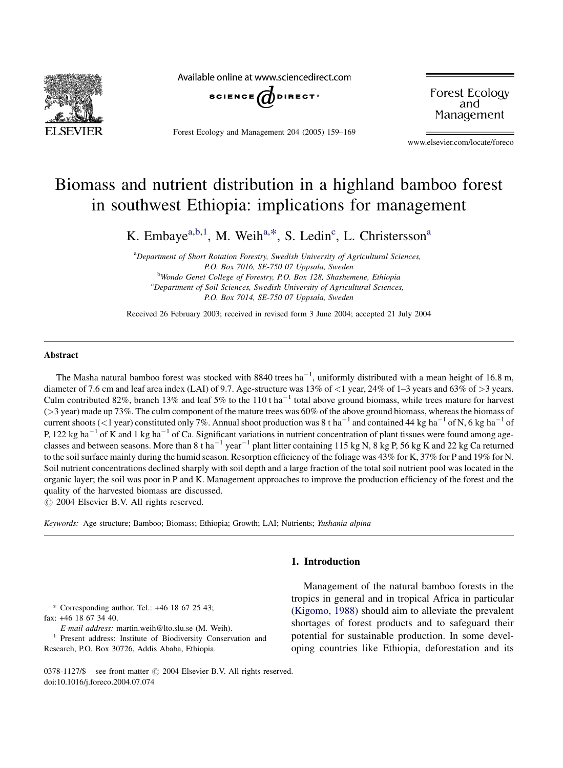# Biomass and nutrient distribution in a highland bamboo forest in southwest Ethiopia: implications for management

K. Embaye[a,b,1], M. Weih[a,*], S. Ledin[c], L. Christersson[a]

[a]Department of Short Rotation Forestry, Swedish University of Agricultural Sciences, P.O. Box 7016, SE-750 07 Uppsala, Sweden

[b]Wondo Genet College of Forestry, P.O. Box 128, Shashemene, Ethiopia

[c]Department of Soil Sciences, Swedish University of Agricultural Sciences, P.O. Box 7014, SE-750 07 Uppsala, Sweden

Received 26 February 2003; received in revised form 3 June 2004; accepted 21 July 2004

## Abstract

The Masha natural bamboo forest was stocked with 8840 trees $ha^{-1}$, uniformly distributed with a mean height of 16.8 m, diameter of 7.6 cm and leaf area index (LAI) of 9.7. Age-structure was 13% of <1 year, 24% of 1–3 years and 63% of >3 years. Culm contributed 82%, branch 13% and leaf 5% to the 110 t $ha^{-1}$ total above ground biomass, while trees mature for harvest (>3 year) made up 73%. The culm component of the mature trees was 60% of the above ground biomass, whereas the biomass of current shoots (<1 year) constituted only 7%. Annual shoot production was 8 t $ha^{-1}$ and contained 44 kg $ha^{-1}$ of N, 6 kg $ha^{-1}$ of P, 122 kg $ha^{-1}$ of K and 1 kg $ha^{-1}$ of Ca. Significant variations in nutrient concentration of plant tissues were found among age-classes and between seasons. More than 8 t $ha^{-1}$ $year^{-1}$ plant litter containing 115 kg N, 8 kg P, 56 kg K and 22 kg Ca returned to the soil surface mainly during the humid season. Resorption efficiency of the foliage was 43% for K, 37% for P and 19% for N. Soil nutrient concentrations declined sharply with soil depth and a large fraction of the total soil nutrient pool was located in the organic layer; the soil was poor in P and K. Management approaches to improve the production efficiency of the forest and the quality of the harvested biomass are discussed.

© 2004 Elsevier B.V. All rights reserved.

*Keywords:* Age structure; Bamboo; Biomass; Ethiopia; Growth; LAI; Nutrients; *Yushania alpina*

## 1. Introduction

Management of the natural bamboo forests in the tropics in general and in tropical Africa in particular (Kigomo, 1988) should aim to alleviate the prevalent shortages of forest products and to safeguard their potential for sustainable production. In some developing countries like Ethiopia, deforestation and its

\* Corresponding author. Tel.: +46 18 67 25 43; fax: +46 18 67 34 40.

*E-mail address:* martin.weih@lto.slu.se (M. Weih).

[1] Present address: Institute of Biodiversity Conservation and Research, P.O. Box 30726, Addis Ababa, Ethiopia.

0378-1127/$ – see front matter © 2004 Elsevier B.V. All rights reserved.
doi:10.1016/j.foreco.2004.07.074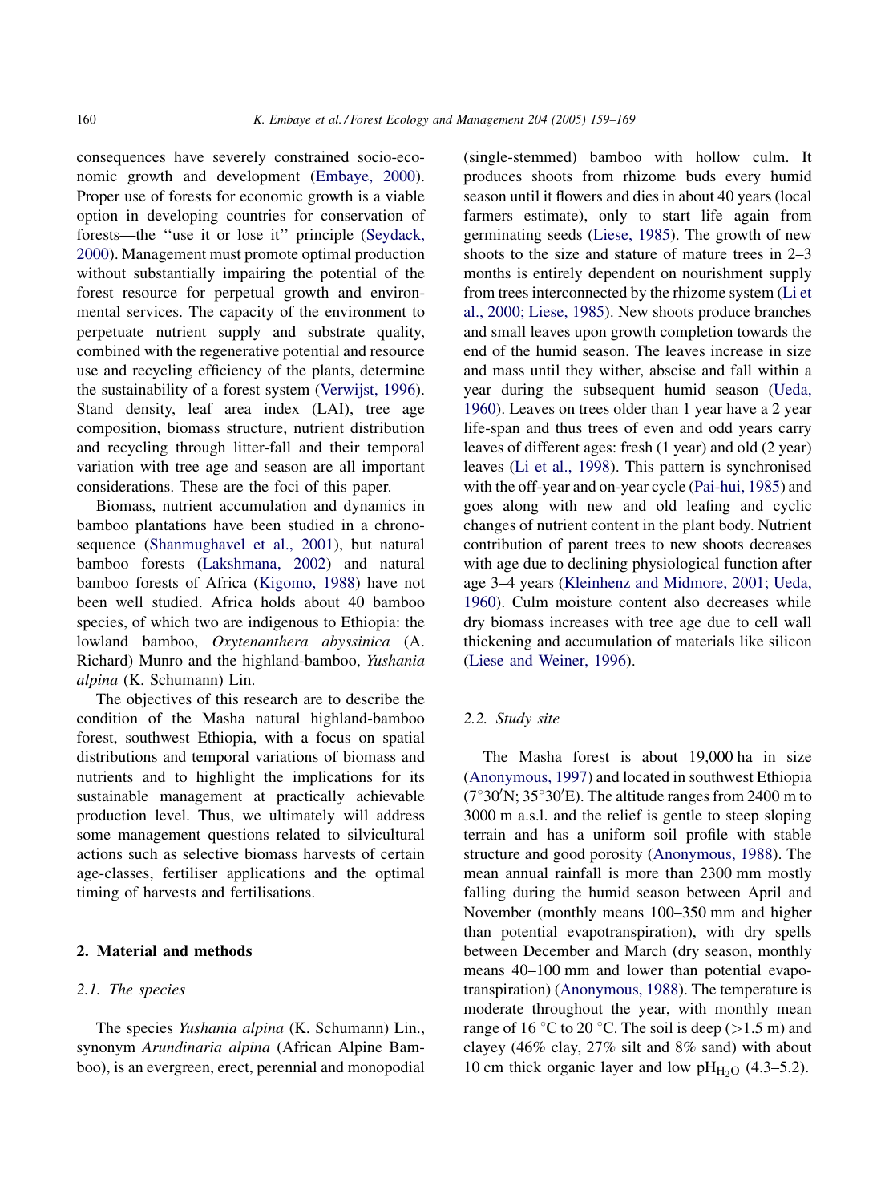consequences have severely constrained socio-economic growth and development (Embaye, 2000). Proper use of forests for economic growth is a viable option in developing countries for conservation of forests—the ''use it or lose it'' principle (Seydack, 2000). Management must promote optimal production without substantially impairing the potential of the forest resource for perpetual growth and environmental services. The capacity of the environment to perpetuate nutrient supply and substrate quality, combined with the regenerative potential and resource use and recycling efficiency of the plants, determine the sustainability of a forest system (Verwijst, 1996). Stand density, leaf area index (LAI), tree age composition, biomass structure, nutrient distribution and recycling through litter-fall and their temporal variation with tree age and season are all important considerations. These are the foci of this paper.

Biomass, nutrient accumulation and dynamics in bamboo plantations have been studied in a chronosequence (Shanmughavel et al., 2001), but natural bamboo forests (Lakshmana, 2002) and natural bamboo forests of Africa (Kigomo, 1988) have not been well studied. Africa holds about 40 bamboo species, of which two are indigenous to Ethiopia: the lowland bamboo, *Oxytenanthera abyssinica* (A. Richard) Munro and the highland-bamboo, *Yushania alpina* (K. Schumann) Lin.

The objectives of this research are to describe the condition of the Masha natural highland-bamboo forest, southwest Ethiopia, with a focus on spatial distributions and temporal variations of biomass and nutrients and to highlight the implications for its sustainable management at practically achievable production level. Thus, we ultimately will address some management questions related to silvicultural actions such as selective biomass harvests of certain age-classes, fertiliser applications and the optimal timing of harvests and fertilisations.

## 2. Material and methods

### 2.1. The species

The species *Yushania alpina* (K. Schumann) Lin., synonym *Arundinaria alpina* (African Alpine Bamboo), is an evergreen, erect, perennial and monopodial (single-stemmed) bamboo with hollow culm. It produces shoots from rhizome buds every humid season until it flowers and dies in about 40 years (local farmers estimate), only to start life again from germinating seeds (Liese, 1985). The growth of new shoots to the size and stature of mature trees in 2–3 months is entirely dependent on nourishment supply from trees interconnected by the rhizome system (Li et al., 2000; Liese, 1985). New shoots produce branches and small leaves upon growth completion towards the end of the humid season. The leaves increase in size and mass until they wither, abscise and fall within a year during the subsequent humid season (Ueda, 1960). Leaves on trees older than 1 year have a 2 year life-span and thus trees of even and odd years carry leaves of different ages: fresh (1 year) and old (2 year) leaves (Li et al., 1998). This pattern is synchronised with the off-year and on-year cycle (Pai-hui, 1985) and goes along with new and old leafing and cyclic changes of nutrient content in the plant body. Nutrient contribution of parent trees to new shoots decreases with age due to declining physiological function after age 3–4 years (Kleinhenz and Midmore, 2001; Ueda, 1960). Culm moisture content also decreases while dry biomass increases with tree age due to cell wall thickening and accumulation of materials like silicon (Liese and Weiner, 1996).

### 2.2. Study site

The Masha forest is about 19,000 ha in size (Anonymous, 1997) and located in southwest Ethiopia (7°30′N; 35°30′E). The altitude ranges from 2400 m to 3000 m a.s.l. and the relief is gentle to steep sloping terrain and has a uniform soil profile with stable structure and good porosity (Anonymous, 1988). The mean annual rainfall is more than 2300 mm mostly falling during the humid season between April and November (monthly means 100–350 mm and higher than potential evapotranspiration), with dry spells between December and March (dry season, monthly means 40–100 mm and lower than potential evapotranspiration) (Anonymous, 1988). The temperature is moderate throughout the year, with monthly mean range of 16 °C to 20 °C. The soil is deep (>1.5 m) and clayey (46% clay, 27% silt and 8% sand) with about 10 cm thick organic layer and low $pH_{H_2O}$ (4.3–5.2).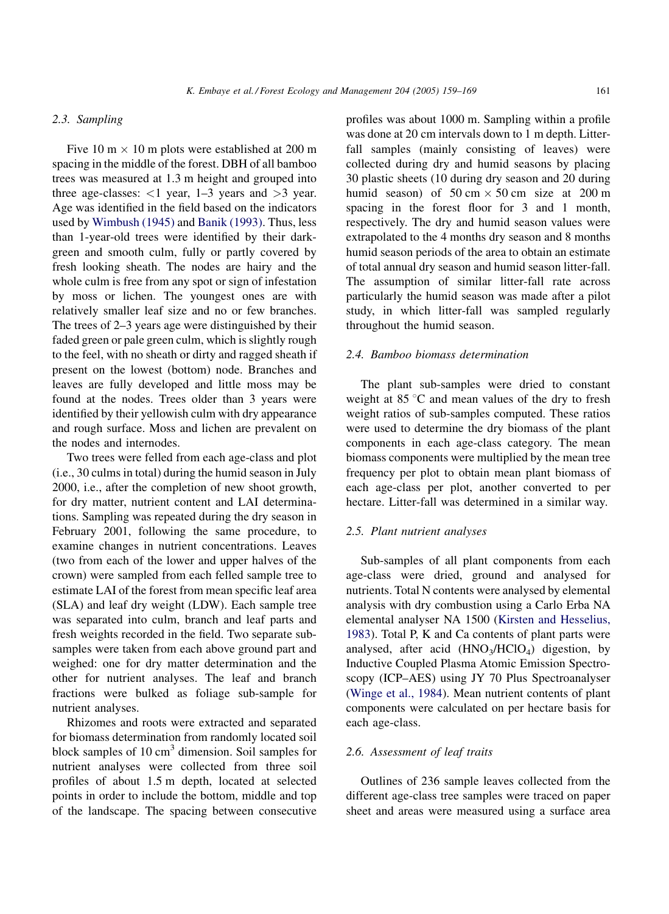### 2.3. Sampling

Five 10 m × 10 m plots were established at 200 m spacing in the middle of the forest. DBH of all bamboo trees was measured at 1.3 m height and grouped into three age-classes: <1 year, 1–3 years and >3 year. Age was identified in the field based on the indicators used by Wimbush (1945) and Banik (1993). Thus, less than 1-year-old trees were identified by their dark-green and smooth culm, fully or partly covered by fresh looking sheath. The nodes are hairy and the whole culm is free from any spot or sign of infestation by moss or lichen. The youngest ones are with relatively smaller leaf size and no or few branches. The trees of 2–3 years age were distinguished by their faded green or pale green culm, which is slightly rough to the feel, with no sheath or dirty and ragged sheath if present on the lowest (bottom) node. Branches and leaves are fully developed and little moss may be found at the nodes. Trees older than 3 years were identified by their yellowish culm with dry appearance and rough surface. Moss and lichen are prevalent on the nodes and internodes.

Two trees were felled from each age-class and plot (i.e., 30 culms in total) during the humid season in July 2000, i.e., after the completion of new shoot growth, for dry matter, nutrient content and LAI determinations. Sampling was repeated during the dry season in February 2001, following the same procedure, to examine changes in nutrient concentrations. Leaves (two from each of the lower and upper halves of the crown) were sampled from each felled sample tree to estimate LAI of the forest from mean specific leaf area (SLA) and leaf dry weight (LDW). Each sample tree was separated into culm, branch and leaf parts and fresh weights recorded in the field. Two separate sub-samples were taken from each above ground part and weighed: one for dry matter determination and the other for nutrient analyses. The leaf and branch fractions were bulked as foliage sub-sample for nutrient analyses.

Rhizomes and roots were extracted and separated for biomass determination from randomly located soil block samples of 10 $cm^3$ dimension. Soil samples for nutrient analyses were collected from three soil profiles of about 1.5 m depth, located at selected points in order to include the bottom, middle and top of the landscape. The spacing between consecutive profiles was about 1000 m. Sampling within a profile was done at 20 cm intervals down to 1 m depth. Litter-fall samples (mainly consisting of leaves) were collected during dry and humid seasons by placing 30 plastic sheets (10 during dry season and 20 during humid season) of 50 cm × 50 cm size at 200 m spacing in the forest floor for 3 and 1 month, respectively. The dry and humid season values were extrapolated to the 4 months dry season and 8 months humid season periods of the area to obtain an estimate of total annual dry season and humid season litter-fall. The assumption of similar litter-fall rate across particularly the humid season was made after a pilot study, in which litter-fall was sampled regularly throughout the humid season.

### 2.4. Bamboo biomass determination

The plant sub-samples were dried to constant weight at 85 °C and mean values of the dry to fresh weight ratios of sub-samples computed. These ratios were used to determine the dry biomass of the plant components in each age-class category. The mean biomass components were multiplied by the mean tree frequency per plot to obtain mean plant biomass of each age-class per plot, another converted to per hectare. Litter-fall was determined in a similar way.

### 2.5. Plant nutrient analyses

Sub-samples of all plant components from each age-class were dried, ground and analysed for nutrients. Total N contents were analysed by elemental analysis with dry combustion using a Carlo Erba NA elemental analyser NA 1500 (Kirsten and Hesselius, 1983). Total P, K and Ca contents of plant parts were analysed, after acid ($HNO_3$/$HClO_4$) digestion, by Inductive Coupled Plasma Atomic Emission Spectroscopy (ICP–AES) using JY 70 Plus Spectroanalyser (Winge et al., 1984). Mean nutrient contents of plant components were calculated on per hectare basis for each age-class.

### 2.6. Assessment of leaf traits

Outlines of 236 sample leaves collected from the different age-class tree samples were traced on paper sheet and areas were measured using a surface area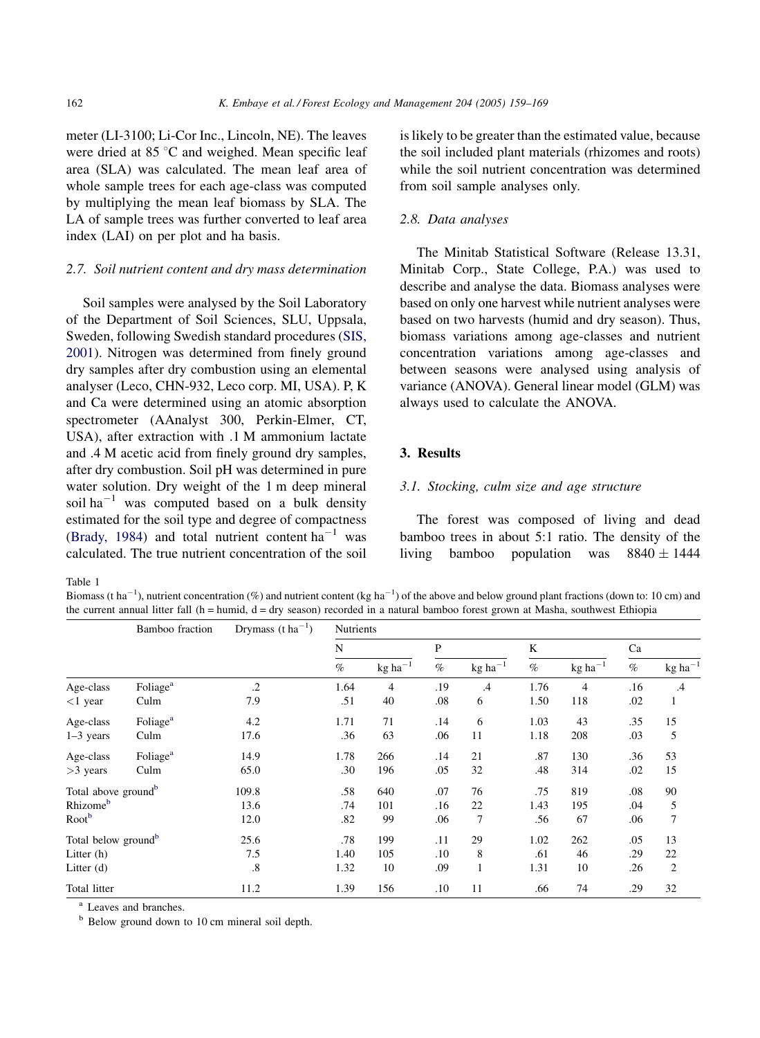meter (LI-3100; Li-Cor Inc., Lincoln, NE). The leaves were dried at 85 °C and weighed. Mean specific leaf area (SLA) was calculated. The mean leaf area of whole sample trees for each age-class was computed by multiplying the mean leaf biomass by SLA. The LA of sample trees was further converted to leaf area index (LAI) on per plot and ha basis.

### 2.7. Soil nutrient content and dry mass determination

Soil samples were analysed by the Soil Laboratory of the Department of Soil Sciences, SLU, Uppsala, Sweden, following Swedish standard procedures (SIS, 2001). Nitrogen was determined from finely ground dry samples after dry combustion using an elemental analyser (Leco, CHN-932, Leco corp. MI, USA). P, K and Ca were determined using an atomic absorption spectrometer (AAnalyst 300, Perkin-Elmer, CT, USA), after extraction with .1 M ammonium lactate and .4 M acetic acid from finely ground dry samples, after dry combustion. Soil pH was determined in pure water solution. Dry weight of the 1 m deep mineral soil $ha^{-1}$ was computed based on a bulk density estimated for the soil type and degree of compactness (Brady, 1984) and total nutrient content $ha^{-1}$ was calculated. The true nutrient concentration of the soil is likely to be greater than the estimated value, because the soil included plant materials (rhizomes and roots) while the soil nutrient concentration was determined from soil sample analyses only.

### 2.8. Data analyses

The Minitab Statistical Software (Release 13.31, Minitab Corp., State College, P.A.) was used to describe and analyse the data. Biomass analyses were based on only one harvest while nutrient analyses were based on two harvests (humid and dry season). Thus, biomass variations among age-classes and nutrient concentration variations among age-classes and between seasons were analysed using analysis of variance (ANOVA). General linear model (GLM) was always used to calculate the ANOVA.

## 3. Results

### 3.1. Stocking, culm size and age structure

The forest was composed of living and dead bamboo trees in about 5:1 ratio. The density of the living bamboo population was $8840 \pm 1444$

Table 1
Biomass (t $ha^{-1}$), nutrient concentration (%) and nutrient content (kg $ha^{-1}$) of the above and below ground plant fractions (down to: 10 cm) and the current annual litter fall (h = humid, d = dry season) recorded in a natural bamboo forest grown at Masha, southwest Ethiopia

| | Bamboo fraction | Drymass (t $ha^{-1}$) | Nutrients | | | | | | | |
|---|---|---|---|---|---|---|---|---|---|---|
| | | | N | | P | | K | | Ca | |
| | | | % | kg $ha^{-1}$ | % | kg $ha^{-1}$ | % | kg $ha^{-1}$ | % | kg $ha^{-1}$ |
| Age-class | Foliage[a] | .2 | 1.64 | 4 | .19 | .4 | 1.76 | 4 | .16 | .4 |
| <1 year | Culm | 7.9 | .51 | 40 | .08 | 6 | 1.50 | 118 | .02 | 1 |
| Age-class | Foliage[a] | 4.2 | 1.71 | 71 | .14 | 6 | 1.03 | 43 | .35 | 15 |
| 1–3 years | Culm | 17.6 | .36 | 63 | .06 | 11 | 1.18 | 208 | .03 | 5 |
| Age-class | Foliage[a] | 14.9 | 1.78 | 266 | .14 | 21 | .87 | 130 | .36 | 53 |
| >3 years | Culm | 65.0 | .30 | 196 | .05 | 32 | .48 | 314 | .02 | 15 |
| Total above ground[b] | | 109.8 | .58 | 640 | .07 | 76 | .75 | 819 | .08 | 90 |
| Rhizome[b] | | 13.6 | .74 | 101 | .16 | 22 | 1.43 | 195 | .04 | 5 |
| Root[b] | | 12.0 | .82 | 99 | .06 | 7 | .56 | 67 | .06 | 7 |
| Total below ground[b] | | 25.6 | .78 | 199 | .11 | 29 | 1.02 | 262 | .05 | 13 |
| Litter (h) | | 7.5 | 1.40 | 105 | .10 | 8 | .61 | 46 | .29 | 22 |
| Litter (d) | | .8 | 1.32 | 10 | .09 | 1 | 1.31 | 10 | .26 | 2 |
| Total litter | | 11.2 | 1.39 | 156 | .10 | 11 | .66 | 74 | .29 | 32 |

[a] Leaves and branches.

[b] Below ground down to 10 cm mineral soil depth.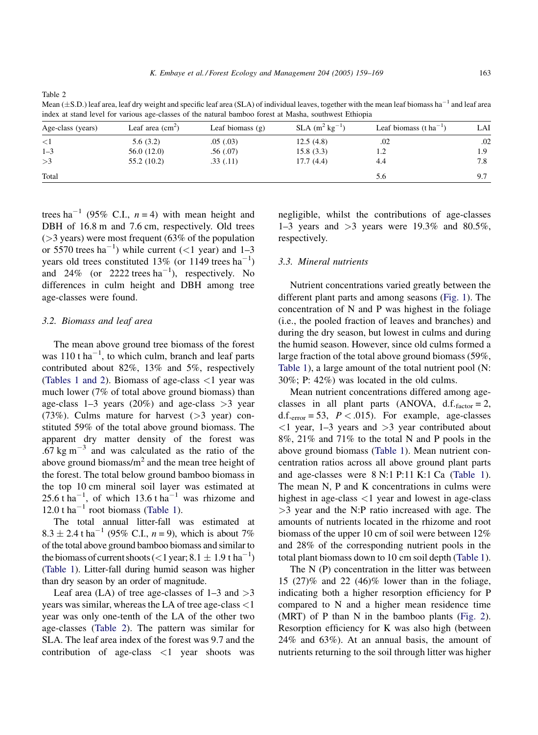Table 2
Mean (±S.D.) leaf area, leaf dry weight and specific leaf area (SLA) of individual leaves, together with the mean leaf biomass $ha^{-1}$ and leaf area index at stand level for various age-classes of the natural bamboo forest at Masha, southwest Ethiopia

| Age-class (years) | Leaf area ($cm^2$) | Leaf biomass (g) | SLA ($m^2\ kg^{-1}$) | Leaf biomass ($t\ ha^{-1}$) | LAI |
|---|---|---|---|---|---|
| <1 | 5.6 (3.2) | .05 (.03) | 12.5 (4.8) | .02 | .02 |
| 1–3 | 56.0 (12.0) | .56 (.07) | 15.8 (3.3) | 1.2 | 1.9 |
| >3 | 55.2 (10.2) | .33 (.11) | 17.7 (4.4) | 4.4 | 7.8 |
| Total | | | | 5.6 | 9.7 |

trees $ha^{-1}$ (95% C.I., $n = 4$) with mean height and DBH of 16.8 m and 7.6 cm, respectively. Old trees (>3 years) were most frequent (63% of the population or 5570 trees $ha^{-1}$) while current (<1 year) and 1–3 years old trees constituted 13% (or 1149 trees $ha^{-1}$) and 24% (or 2222 trees $ha^{-1}$), respectively. No differences in culm height and DBH among tree age-classes were found.

### 3.2. Biomass and leaf area

The mean above ground tree biomass of the forest was 110 t $ha^{-1}$, to which culm, branch and leaf parts contributed about 82%, 13% and 5%, respectively (Tables 1 and 2). Biomass of age-class <1 year was much lower (7% of total above ground biomass) than age-class 1–3 years (20%) and age-class >3 year (73%). Culms mature for harvest (>3 year) constituted 59% of the total above ground biomass. The apparent dry matter density of the forest was .67 kg $m^{-3}$ and was calculated as the ratio of the above ground biomass/$m^2$ and the mean tree height of the forest. The total below ground bamboo biomass in the top 10 cm mineral soil layer was estimated at 25.6 t $ha^{-1}$, of which 13.6 t $ha^{-1}$ was rhizome and 12.0 t $ha^{-1}$ root biomass (Table 1).

The total annual litter-fall was estimated at $8.3 \pm 2.4$ t $ha^{-1}$ (95% C.I., $n = 9$), which is about 7% of the total above ground bamboo biomass and similar to the biomass of current shoots (<1 year; $8.1 \pm 1.9$ t $ha^{-1}$) (Table 1). Litter-fall during humid season was higher than dry season by an order of magnitude.

Leaf area (LA) of tree age-classes of 1–3 and >3 years was similar, whereas the LA of tree age-class <1 year was only one-tenth of the LA of the other two age-classes (Table 2). The pattern was similar for SLA. The leaf area index of the forest was 9.7 and the contribution of age-class <1 year shoots was negligible, whilst the contributions of age-classes 1–3 years and >3 years were 19.3% and 80.5%, respectively.

### 3.3. Mineral nutrients

Nutrient concentrations varied greatly between the different plant parts and among seasons (Fig. 1). The concentration of N and P was highest in the foliage (i.e., the pooled fraction of leaves and branches) and during the dry season, but lowest in culms and during the humid season. However, since old culms formed a large fraction of the total above ground biomass (59%, Table 1), a large amount of the total nutrient pool (N: 30%; P: 42%) was located in the old culms.

Mean nutrient concentrations differed among age-classes in all plant parts (ANOVA, $d.f._{factor} = 2$, $d.f._{error} = 53$, $P < .015$). For example, age-classes <1 year, 1–3 years and >3 year contributed about 8%, 21% and 71% to the total N and P pools in the above ground biomass (Table 1). Mean nutrient concentration ratios across all above ground plant parts and age-classes were 8 N:1 P:11 K:1 Ca (Table 1). The mean N, P and K concentrations in culms were highest in age-class <1 year and lowest in age-class >3 year and the N:P ratio increased with age. The amounts of nutrients located in the rhizome and root biomass of the upper 10 cm of soil were between 12% and 28% of the corresponding nutrient pools in the total plant biomass down to 10 cm soil depth (Table 1).

The N (P) concentration in the litter was between 15 (27)% and 22 (46)% lower than in the foliage, indicating both a higher resorption efficiency for P compared to N and a higher mean residence time (MRT) of P than N in the bamboo plants (Fig. 2). Resorption efficiency for K was also high (between 24% and 63%). At an annual basis, the amount of nutrients returning to the soil through litter was higher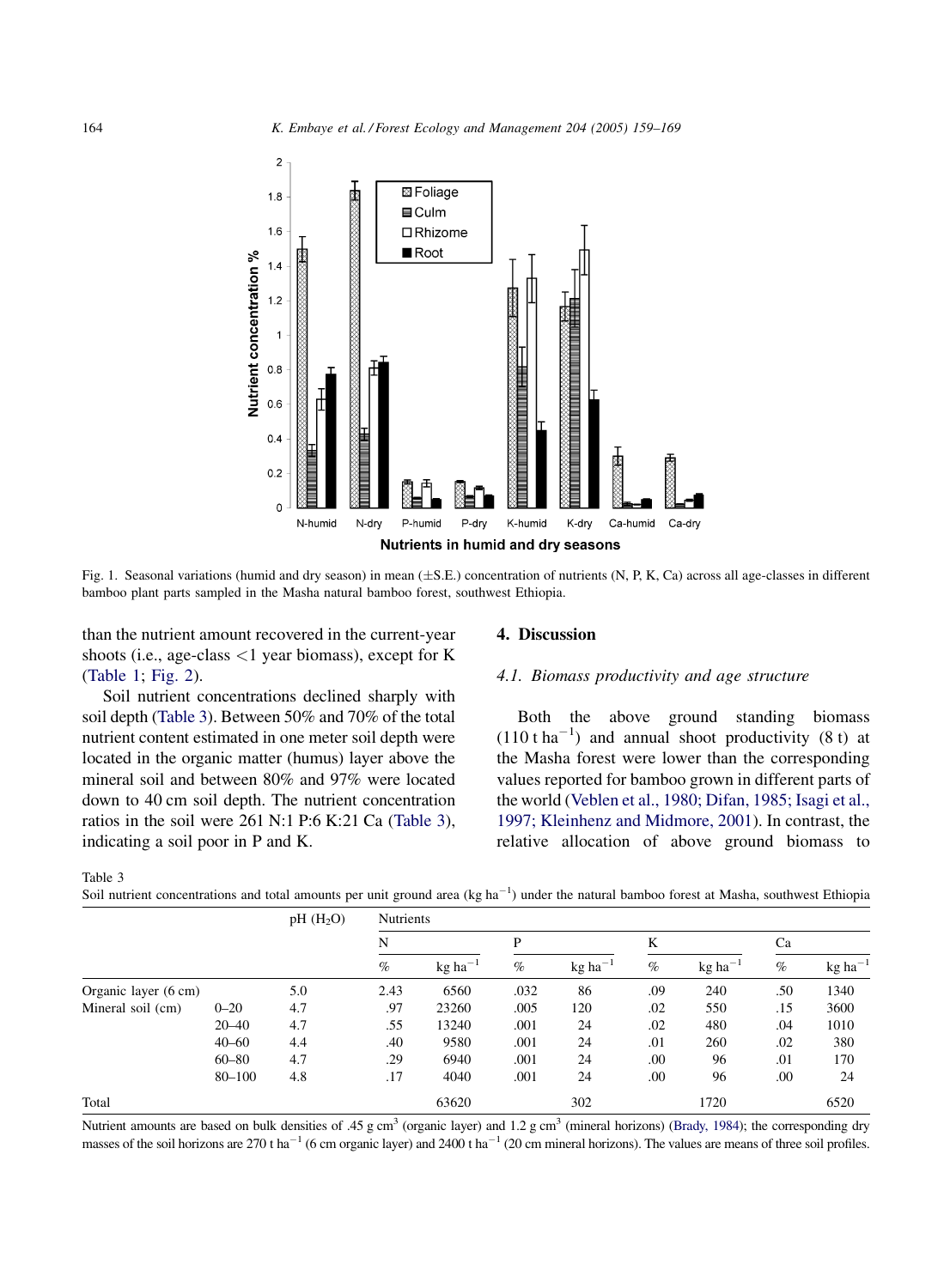Fig. 1. Seasonal variations (humid and dry season) in mean (±S.E.) concentration of nutrients (N, P, K, Ca) across all age-classes in different bamboo plant parts sampled in the Masha natural bamboo forest, southwest Ethiopia.

than the nutrient amount recovered in the current-year shoots (i.e., age-class <1 year biomass), except for K (Table 1; Fig. 2).

Soil nutrient concentrations declined sharply with soil depth (Table 3). Between 50% and 70% of the total nutrient content estimated in one meter soil depth were located in the organic matter (humus) layer above the mineral soil and between 80% and 97% were located down to 40 cm soil depth. The nutrient concentration ratios in the soil were 261 N:1 P:6 K:21 Ca (Table 3), indicating a soil poor in P and K.

## 4. Discussion

### *4.1. Biomass productivity and age structure*

Both the above ground standing biomass (110 t $ha^{-1}$) and annual shoot productivity (8 t) at the Masha forest were lower than the corresponding values reported for bamboo grown in different parts of the world (Veblen et al., 1980; Difan, 1985; Isagi et al., 1997; Kleinhenz and Midmore, 2001). In contrast, the relative allocation of above ground biomass to

Table 3
Soil nutrient concentrations and total amounts per unit ground area (kg $ha^{-1}$) under the natural bamboo forest at Masha, southwest Ethiopia

| | | pH ($H_2O$) | Nutrients | | | | | | | |
|---|---|---|---|---|---|---|---|---|---|---|
| | | | N | | P | | K | | Ca | |
| | | | % | kg $ha^{-1}$ | % | kg $ha^{-1}$ | % | kg $ha^{-1}$ | % | kg $ha^{-1}$ |
| Organic layer (6 cm) | | 5.0 | 2.43 | 6560 | .032 | 86 | .09 | 240 | .50 | 1340 |
| Mineral soil (cm) | 0–20 | 4.7 | .97 | 23260 | .005 | 120 | .02 | 550 | .15 | 3600 |
| | 20–40 | 4.7 | .55 | 13240 | .001 | 24 | .02 | 480 | .04 | 1010 |
| | 40–60 | 4.4 | .40 | 9580 | .001 | 24 | .01 | 260 | .02 | 380 |
| | 60–80 | 4.7 | .29 | 6940 | .001 | 24 | .00 | 96 | .01 | 170 |
| | 80–100 | 4.8 | .17 | 4040 | .001 | 24 | .00 | 96 | .00 | 24 |
| Total | | | | 63620 | | 302 | | 1720 | | 6520 |

Nutrient amounts are based on bulk densities of .45 g $cm^3$ (organic layer) and 1.2 g $cm^3$ (mineral horizons) (Brady, 1984); the corresponding dry masses of the soil horizons are 270 t $ha^{-1}$ (6 cm organic layer) and 2400 t $ha^{-1}$ (20 cm mineral horizons). The values are means of three soil profiles.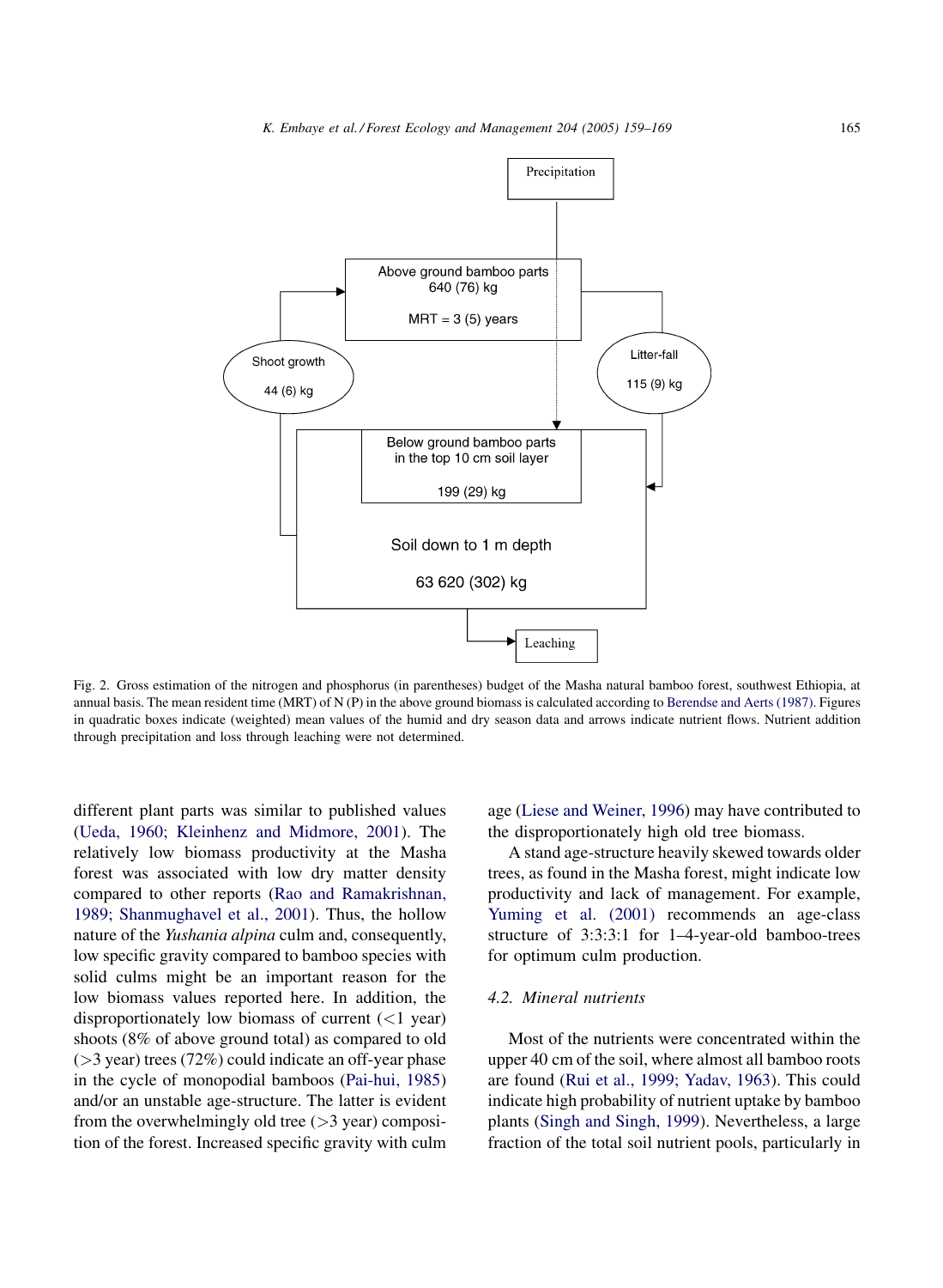Precipitation

Above ground bamboo parts
640 (76) kg

MRT = 3 (5) years

Shoot growth

44 (6) kg

Litter-fall

115 (9) kg

Below ground bamboo parts
in the top 10 cm soil layer

199 (29) kg

Soil down to 1 m depth

63 620 (302) kg

Leaching

Fig. 2. Gross estimation of the nitrogen and phosphorus (in parentheses) budget of the Masha natural bamboo forest, southwest Ethiopia, at annual basis. The mean resident time (MRT) of N (P) in the above ground biomass is calculated according to Berendse and Aerts (1987). Figures in quadratic boxes indicate (weighted) mean values of the humid and dry season data and arrows indicate nutrient flows. Nutrient addition through precipitation and loss through leaching were not determined.

different plant parts was similar to published values (Ueda, 1960; Kleinhenz and Midmore, 2001). The relatively low biomass productivity at the Masha forest was associated with low dry matter density compared to other reports (Rao and Ramakrishnan, 1989; Shanmughavel et al., 2001). Thus, the hollow nature of the *Yushania alpina* culm and, consequently, low specific gravity compared to bamboo species with solid culms might be an important reason for the low biomass values reported here. In addition, the disproportionately low biomass of current (<1 year) shoots (8% of above ground total) as compared to old (>3 year) trees (72%) could indicate an off-year phase in the cycle of monopodial bamboos (Pai-hui, 1985) and/or an unstable age-structure. The latter is evident from the overwhelmingly old tree (>3 year) composition of the forest. Increased specific gravity with culm age (Liese and Weiner, 1996) may have contributed to the disproportionately high old tree biomass.

A stand age-structure heavily skewed towards older trees, as found in the Masha forest, might indicate low productivity and lack of management. For example, Yuming et al. (2001) recommends an age-class structure of 3:3:3:1 for 1–4-year-old bamboo-trees for optimum culm production.

### 4.2. Mineral nutrients

Most of the nutrients were concentrated within the upper 40 cm of the soil, where almost all bamboo roots are found (Rui et al., 1999; Yadav, 1963). This could indicate high probability of nutrient uptake by bamboo plants (Singh and Singh, 1999). Nevertheless, a large fraction of the total soil nutrient pools, particularly in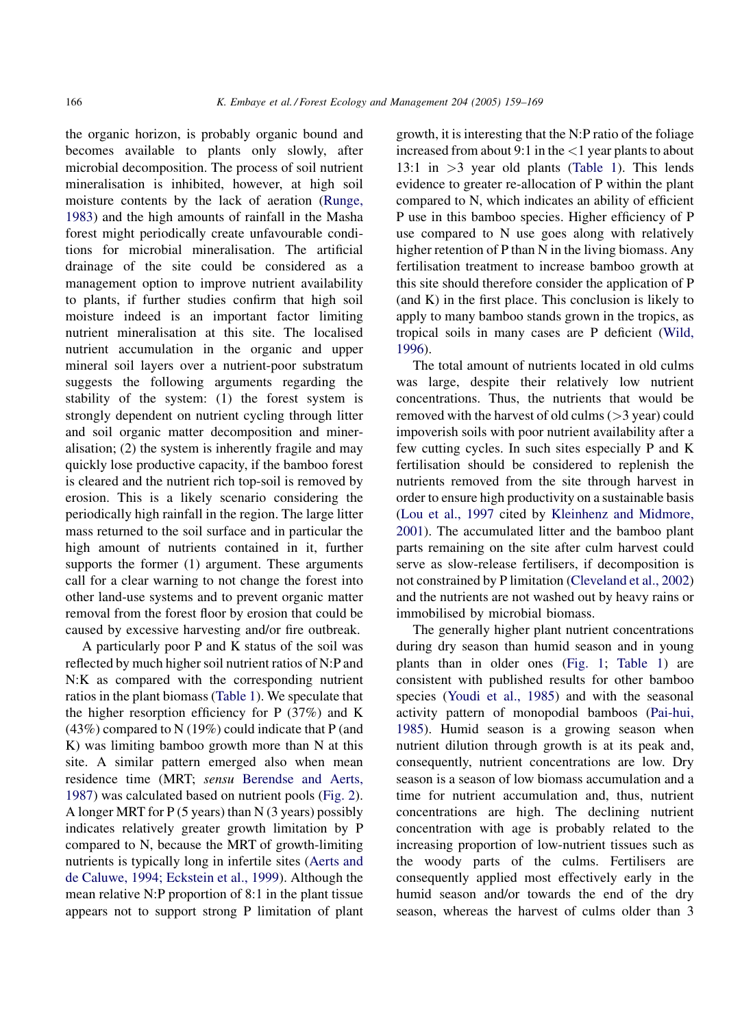the organic horizon, is probably organic bound and becomes available to plants only slowly, after microbial decomposition. The process of soil nutrient mineralisation is inhibited, however, at high soil moisture contents by the lack of aeration (Runge, 1983) and the high amounts of rainfall in the Masha forest might periodically create unfavourable conditions for microbial mineralisation. The artificial drainage of the site could be considered as a management option to improve nutrient availability to plants, if further studies confirm that high soil moisture indeed is an important factor limiting nutrient mineralisation at this site. The localised nutrient accumulation in the organic and upper mineral soil layers over a nutrient-poor substratum suggests the following arguments regarding the stability of the system: (1) the forest system is strongly dependent on nutrient cycling through litter and soil organic matter decomposition and mineralisation; (2) the system is inherently fragile and may quickly lose productive capacity, if the bamboo forest is cleared and the nutrient rich top-soil is removed by erosion. This is a likely scenario considering the periodically high rainfall in the region. The large litter mass returned to the soil surface and in particular the high amount of nutrients contained in it, further supports the former (1) argument. These arguments call for a clear warning to not change the forest into other land-use systems and to prevent organic matter removal from the forest floor by erosion that could be caused by excessive harvesting and/or fire outbreak.

A particularly poor P and K status of the soil was reflected by much higher soil nutrient ratios of N:P and N:K as compared with the corresponding nutrient ratios in the plant biomass (Table 1). We speculate that the higher resorption efficiency for P (37%) and K (43%) compared to N (19%) could indicate that P (and K) was limiting bamboo growth more than N at this site. A similar pattern emerged also when mean residence time (MRT; *sensu* Berendse and Aerts, 1987) was calculated based on nutrient pools (Fig. 2). A longer MRT for P (5 years) than N (3 years) possibly indicates relatively greater growth limitation by P compared to N, because the MRT of growth-limiting nutrients is typically long in infertile sites (Aerts and de Caluwe, 1994; Eckstein et al., 1999). Although the mean relative N:P proportion of 8:1 in the plant tissue appears not to support strong P limitation of plant growth, it is interesting that the N:P ratio of the foliage increased from about 9:1 in the <1 year plants to about 13:1 in >3 year old plants (Table 1). This lends evidence to greater re-allocation of P within the plant compared to N, which indicates an ability of efficient P use in this bamboo species. Higher efficiency of P use compared to N use goes along with relatively higher retention of P than N in the living biomass. Any fertilisation treatment to increase bamboo growth at this site should therefore consider the application of P (and K) in the first place. This conclusion is likely to apply to many bamboo stands grown in the tropics, as tropical soils in many cases are P deficient (Wild, 1996).

The total amount of nutrients located in old culms was large, despite their relatively low nutrient concentrations. Thus, the nutrients that would be removed with the harvest of old culms (>3 year) could impoverish soils with poor nutrient availability after a few cutting cycles. In such sites especially P and K fertilisation should be considered to replenish the nutrients removed from the site through harvest in order to ensure high productivity on a sustainable basis (Lou et al., 1997 cited by Kleinhenz and Midmore, 2001). The accumulated litter and the bamboo plant parts remaining on the site after culm harvest could serve as slow-release fertilisers, if decomposition is not constrained by P limitation (Cleveland et al., 2002) and the nutrients are not washed out by heavy rains or immobilised by microbial biomass.

The generally higher plant nutrient concentrations during dry season than humid season and in young plants than in older ones (Fig. 1; Table 1) are consistent with published results for other bamboo species (Youdi et al., 1985) and with the seasonal activity pattern of monopodial bamboos (Pai-hui, 1985). Humid season is a growing season when nutrient dilution through growth is at its peak and, consequently, nutrient concentrations are low. Dry season is a season of low biomass accumulation and a time for nutrient accumulation and, thus, nutrient concentrations are high. The declining nutrient concentration with age is probably related to the increasing proportion of low-nutrient tissues such as the woody parts of the culms. Fertilisers are consequently applied most effectively early in the humid season and/or towards the end of the dry season, whereas the harvest of culms older than 3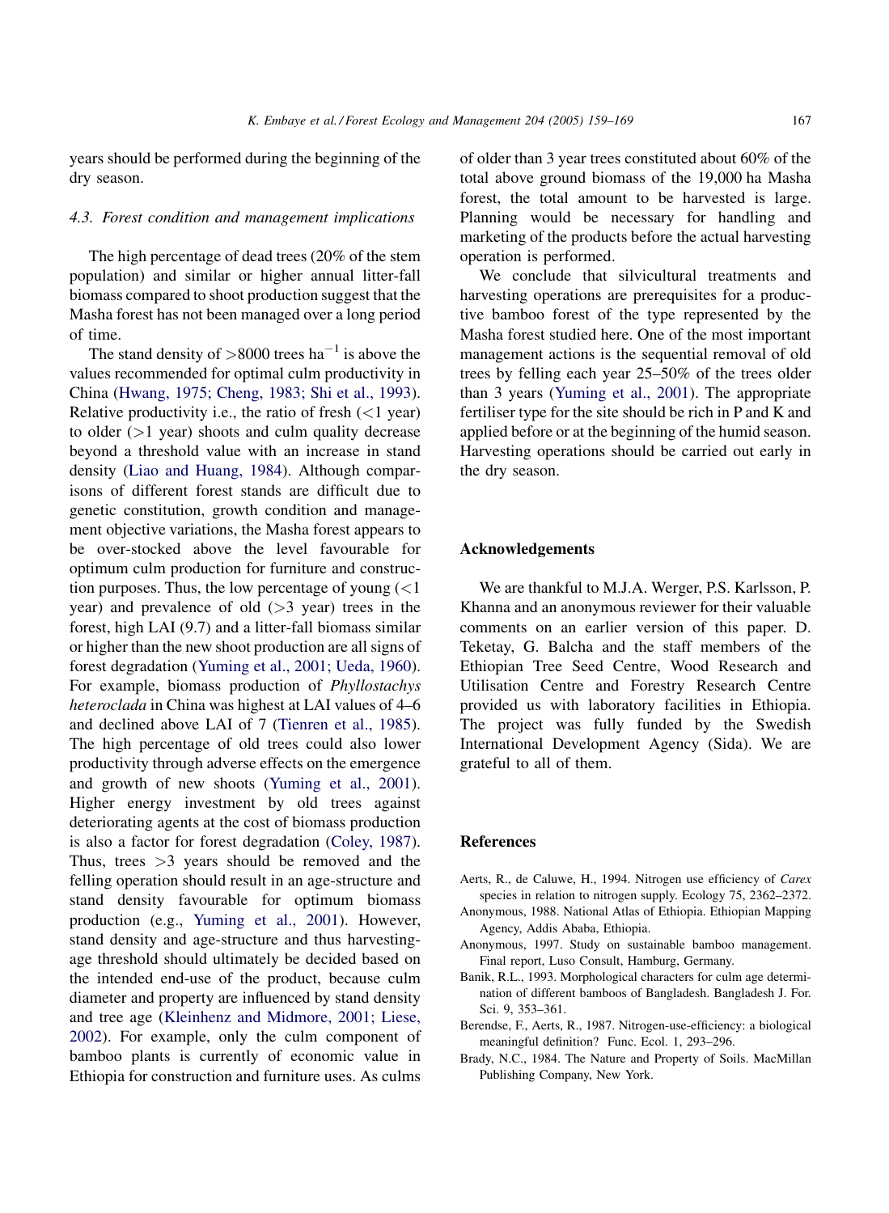years should be performed during the beginning of the dry season.

### 4.3. Forest condition and management implications

The high percentage of dead trees (20% of the stem population) and similar or higher annual litter-fall biomass compared to shoot production suggest that the Masha forest has not been managed over a long period of time.

The stand density of >8000 trees $ha^{-1}$ is above the values recommended for optimal culm productivity in China (Hwang, 1975; Cheng, 1983; Shi et al., 1993). Relative productivity i.e., the ratio of fresh (<1 year) to older (>1 year) shoots and culm quality decrease beyond a threshold value with an increase in stand density (Liao and Huang, 1984). Although comparisons of different forest stands are difficult due to genetic constitution, growth condition and management objective variations, the Masha forest appears to be over-stocked above the level favourable for optimum culm production for furniture and construction purposes. Thus, the low percentage of young (<1 year) and prevalence of old (>3 year) trees in the forest, high LAI (9.7) and a litter-fall biomass similar or higher than the new shoot production are all signs of forest degradation (Yuming et al., 2001; Ueda, 1960). For example, biomass production of *Phyllostachys heteroclada* in China was highest at LAI values of 4–6 and declined above LAI of 7 (Tienren et al., 1985). The high percentage of old trees could also lower productivity through adverse effects on the emergence and growth of new shoots (Yuming et al., 2001). Higher energy investment by old trees against deteriorating agents at the cost of biomass production is also a factor for forest degradation (Coley, 1987). Thus, trees >3 years should be removed and the felling operation should result in an age-structure and stand density favourable for optimum biomass production (e.g., Yuming et al., 2001). However, stand density and age-structure and thus harvesting-age threshold should ultimately be decided based on the intended end-use of the product, because culm diameter and property are influenced by stand density and tree age (Kleinhenz and Midmore, 2001; Liese, 2002). For example, only the culm component of bamboo plants is currently of economic value in Ethiopia for construction and furniture uses. As culms of older than 3 year trees constituted about 60% of the total above ground biomass of the 19,000 ha Masha forest, the total amount to be harvested is large. Planning would be necessary for handling and marketing of the products before the actual harvesting operation is performed.

We conclude that silvicultural treatments and harvesting operations are prerequisites for a productive bamboo forest of the type represented by the Masha forest studied here. One of the most important management actions is the sequential removal of old trees by felling each year 25–50% of the trees older than 3 years (Yuming et al., 2001). The appropriate fertiliser type for the site should be rich in P and K and applied before or at the beginning of the humid season. Harvesting operations should be carried out early in the dry season.

## Acknowledgements

We are thankful to M.J.A. Werger, P.S. Karlsson, P. Khanna and an anonymous reviewer for their valuable comments on an earlier version of this paper. D. Teketay, G. Balcha and the staff members of the Ethiopian Tree Seed Centre, Wood Research and Utilisation Centre and Forestry Research Centre provided us with laboratory facilities in Ethiopia. The project was fully funded by the Swedish International Development Agency (Sida). We are grateful to all of them.

## References

Aerts, R., de Caluwe, H., 1994. Nitrogen use efficiency of *Carex* species in relation to nitrogen supply. Ecology 75, 2362–2372.

Anonymous, 1988. National Atlas of Ethiopia. Ethiopian Mapping Agency, Addis Ababa, Ethiopia.

Anonymous, 1997. Study on sustainable bamboo management. Final report, Luso Consult, Hamburg, Germany.

Banik, R.L., 1993. Morphological characters for culm age determination of different bamboos of Bangladesh. Bangladesh J. For. Sci. 9, 353–361.

Berendse, F., Aerts, R., 1987. Nitrogen-use-efficiency: a biological meaningful definition? Func. Ecol. 1, 293–296.

Brady, N.C., 1984. The Nature and Property of Soils. MacMillan Publishing Company, New York.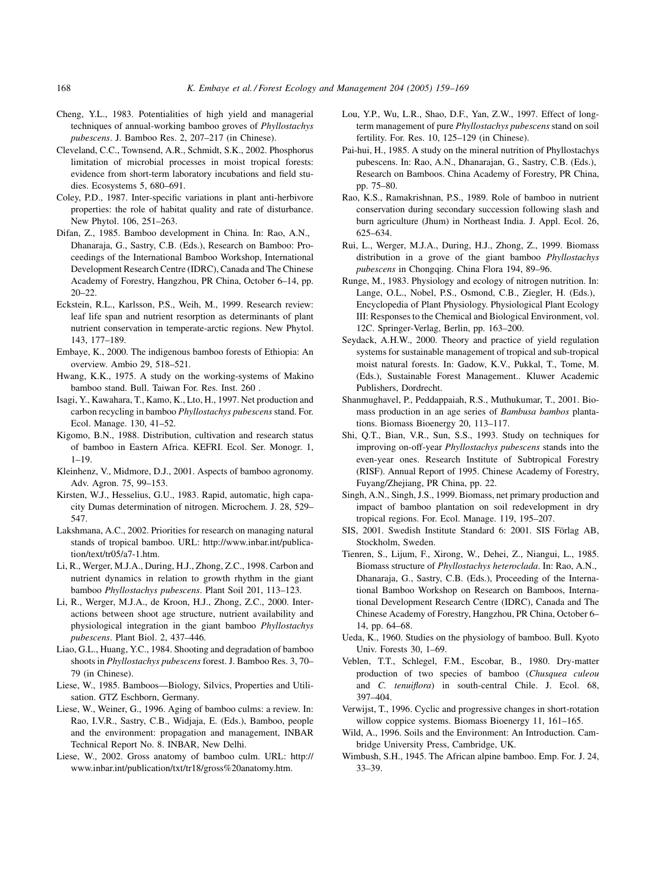Cheng, Y.L., 1983. Potentialities of high yield and managerial techniques of annual-working bamboo groves of *Phyllostachys pubescens*. J. Bamboo Res. 2, 207–217 (in Chinese).

Cleveland, C.C., Townsend, A.R., Schmidt, S.K., 2002. Phosphorus limitation of microbial processes in moist tropical forests: evidence from short-term laboratory incubations and field studies. Ecosystems 5, 680–691.

Coley, P.D., 1987. Inter-specific variations in plant anti-herbivore properties: the role of habitat quality and rate of disturbance. New Phytol. 106, 251–263.

Difan, Z., 1985. Bamboo development in China. In: Rao, A.N., Dhanaraja, G., Sastry, C.B. (Eds.), Research on Bamboo: Proceedings of the International Bamboo Workshop, International Development Research Centre (IDRC), Canada and The Chinese Academy of Forestry, Hangzhou, PR China, October 6–14, pp. 20–22.

Eckstein, R.L., Karlsson, P.S., Weih, M., 1999. Research review: leaf life span and nutrient resorption as determinants of plant nutrient conservation in temperate-arctic regions. New Phytol. 143, 177–189.

Embaye, K., 2000. The indigenous bamboo forests of Ethiopia: An overview. Ambio 29, 518–521.

Hwang, K.K., 1975. A study on the working-systems of Makino bamboo stand. Bull. Taiwan For. Res. Inst. 260 .

Isagi, Y., Kawahara, T., Kamo, K., Lto, H., 1997. Net production and carbon recycling in bamboo *Phyllostachys pubescens* stand. For. Ecol. Manage. 130, 41–52.

Kigomo, B.N., 1988. Distribution, cultivation and research status of bamboo in Eastern Africa. KEFRI. Ecol. Ser. Monogr. 1, 1–19.

Kleinhenz, V., Midmore, D.J., 2001. Aspects of bamboo agronomy. Adv. Agron. 75, 99–153.

Kirsten, W.J., Hesselius, G.U., 1983. Rapid, automatic, high capacity Dumas determination of nitrogen. Microchem. J. 28, 529–547.

Lakshmana, A.C., 2002. Priorities for research on managing natural stands of tropical bamboo. URL: http://www.inbar.int/publication/text/tr05/a7-1.htm.

Li, R., Werger, M.J.A., During, H.J., Zhong, Z.C., 1998. Carbon and nutrient dynamics in relation to growth rhythm in the giant bamboo *Phyllostachys pubescens*. Plant Soil 201, 113–123.

Li, R., Werger, M.J.A., de Kroon, H.J., Zhong, Z.C., 2000. Interactions between shoot age structure, nutrient availability and physiological integration in the giant bamboo *Phyllostachys pubescens*. Plant Biol. 2, 437–446.

Liao, G.L., Huang, Y.C., 1984. Shooting and degradation of bamboo shoots in *Phyllostachys pubescens* forest. J. Bamboo Res. 3, 70–79 (in Chinese).

Liese, W., 1985. Bamboos—Biology, Silvics, Properties and Utilisation. GTZ Eschborn, Germany.

Liese, W., Weiner, G., 1996. Aging of bamboo culms: a review. In: Rao, I.V.R., Sastry, C.B., Widjaja, E. (Eds.), Bamboo, people and the environment: propagation and management, INBAR Technical Report No. 8. INBAR, New Delhi.

Liese, W., 2002. Gross anatomy of bamboo culm. URL: http://www.inbar.int/publication/txt/tr18/gross%20anatomy.htm.

Lou, Y.P., Wu, L.R., Shao, D.F., Yan, Z.W., 1997. Effect of long-term management of pure *Phyllostachys pubescens* stand on soil fertility. For. Res. 10, 125–129 (in Chinese).

Pai-hui, H., 1985. A study on the mineral nutrition of Phyllostachys pubescens. In: Rao, A.N., Dhanarajan, G., Sastry, C.B. (Eds.), Research on Bamboos. China Academy of Forestry, PR China, pp. 75–80.

Rao, K.S., Ramakrishnan, P.S., 1989. Role of bamboo in nutrient conservation during secondary succession following slash and burn agriculture (Jhum) in Northeast India. J. Appl. Ecol. 26, 625–634.

Rui, L., Werger, M.J.A., During, H.J., Zhong, Z., 1999. Biomass distribution in a grove of the giant bamboo *Phyllostachys pubescens* in Chongqing. China Flora 194, 89–96.

Runge, M., 1983. Physiology and ecology of nitrogen nutrition. In: Lange, O.L., Nobel, P.S., Osmond, C.B., Ziegler, H. (Eds.), Encyclopedia of Plant Physiology. Physiological Plant Ecology III: Responses to the Chemical and Biological Environment, vol. 12C. Springer-Verlag, Berlin, pp. 163–200.

Seydack, A.H.W., 2000. Theory and practice of yield regulation systems for sustainable management of tropical and sub-tropical moist natural forests. In: Gadow, K.V., Pukkal, T., Tome, M. (Eds.), Sustainable Forest Management.. Kluwer Academic Publishers, Dordrecht.

Shanmughavel, P., Peddappaiah, R.S., Muthukumar, T., 2001. Biomass production in an age series of *Bambusa bambos* plantations. Biomass Bioenergy 20, 113–117.

Shi, Q.T., Bian, V.R., Sun, S.S., 1993. Study on techniques for improving on-off-year *Phyllostachys pubescens* stands into the even-year ones. Research Institute of Subtropical Forestry (RISF). Annual Report of 1995. Chinese Academy of Forestry, Fuyang/Zhejiang, PR China, pp. 22.

Singh, A.N., Singh, J.S., 1999. Biomass, net primary production and impact of bamboo plantation on soil redevelopment in dry tropical regions. For. Ecol. Manage. 119, 195–207.

SIS, 2001. Swedish Institute Standard 6: 2001. SIS Förlag AB, Stockholm, Sweden.

Tienren, S., Lijum, F., Xirong, W., Dehei, Z., Niangui, L., 1985. Biomass structure of *Phyllostachys heteroclada*. In: Rao, A.N., Dhanaraja, G., Sastry, C.B. (Eds.), Proceeding of the International Bamboo Workshop on Research on Bamboos, International Development Research Centre (IDRC), Canada and The Chinese Academy of Forestry, Hangzhou, PR China, October 6–14, pp. 64–68.

Ueda, K., 1960. Studies on the physiology of bamboo. Bull. Kyoto Univ. Forests 30, 1–69.

Veblen, T.T., Schlegel, F.M., Escobar, B., 1980. Dry-matter production of two species of bamboo (*Chusquea culeou* and *C. tenuiflora*) in south-central Chile. J. Ecol. 68, 397–404.

Verwijst, T., 1996. Cyclic and progressive changes in short-rotation willow coppice systems. Biomass Bioenergy 11, 161–165.

Wild, A., 1996. Soils and the Environment: An Introduction. Cambridge University Press, Cambridge, UK.

Wimbush, S.H., 1945. The African alpine bamboo. Emp. For. J. 24, 33–39.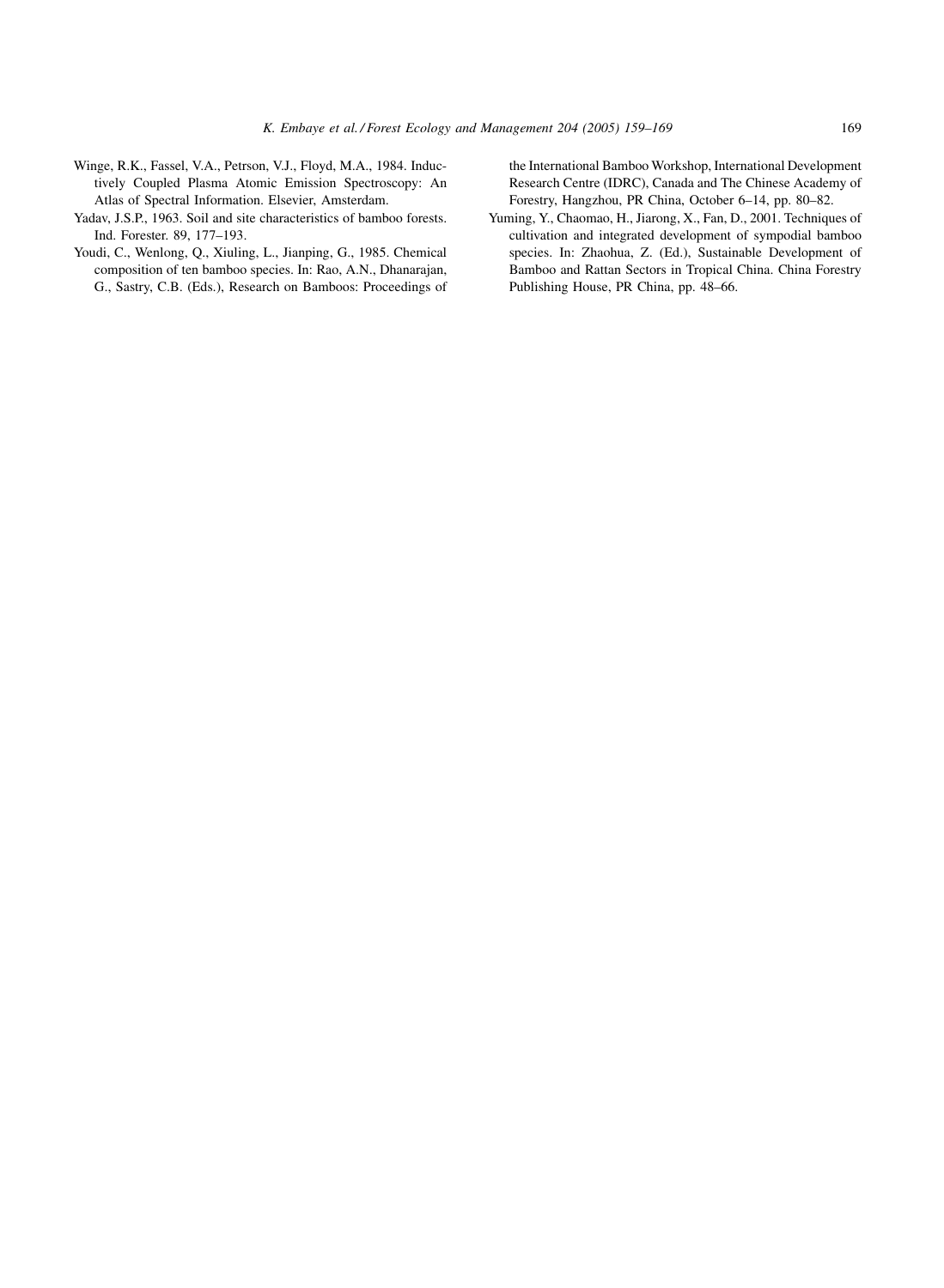Winge, R.K., Fassel, V.A., Petrson, V.J., Floyd, M.A., 1984. Inductively Coupled Plasma Atomic Emission Spectroscopy: An Atlas of Spectral Information. Elsevier, Amsterdam.

Yadav, J.S.P., 1963. Soil and site characteristics of bamboo forests. Ind. Forester. 89, 177–193.

Youdi, C., Wenlong, Q., Xiuling, L., Jianping, G., 1985. Chemical composition of ten bamboo species. In: Rao, A.N., Dhanarajan, G., Sastry, C.B. (Eds.), Research on Bamboos: Proceedings of the International Bamboo Workshop, International Development Research Centre (IDRC), Canada and The Chinese Academy of Forestry, Hangzhou, PR China, October 6–14, pp. 80–82.

Yuming, Y., Chaomao, H., Jiarong, X., Fan, D., 2001. Techniques of cultivation and integrated development of sympodial bamboo species. In: Zhaohua, Z. (Ed.), Sustainable Development of Bamboo and Rattan Sectors in Tropical China. China Forestry Publishing House, PR China, pp. 48–66.